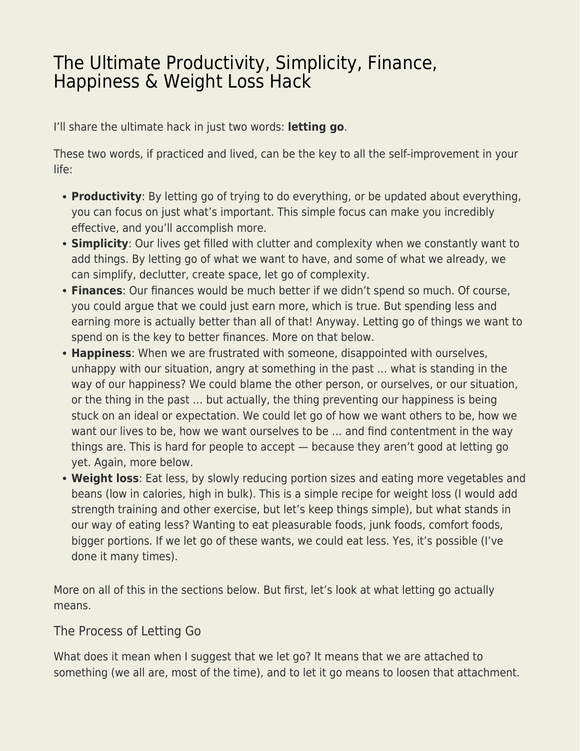# The Ultimate Productivity, Simplicity, Finance, Happiness & Weight Loss Hack

I'll share the ultimate hack in just two words: **letting go**.

These two words, if practiced and lived, can be the key to all the self-improvement in your life:

- **Productivity**: By letting go of trying to do everything, or be updated about everything, you can focus on just what's important. This simple focus can make you incredibly effective, and you'll accomplish more.
- **Simplicity**: Our lives get filled with clutter and complexity when we constantly want to add things. By letting go of what we want to have, and some of what we already, we can simplify, declutter, create space, let go of complexity.
- **Finances**: Our finances would be much better if we didn't spend so much. Of course, you could argue that we could just earn more, which is true. But spending less and earning more is actually better than all of that! Anyway. Letting go of things we want to spend on is the key to better finances. More on that below.
- **Happiness**: When we are frustrated with someone, disappointed with ourselves, unhappy with our situation, angry at something in the past … what is standing in the way of our happiness? We could blame the other person, or ourselves, or our situation, or the thing in the past … but actually, the thing preventing our happiness is being stuck on an ideal or expectation. We could let go of how we want others to be, how we want our lives to be, how we want ourselves to be … and find contentment in the way things are. This is hard for people to accept — because they aren't good at letting go yet. Again, more below.
- **Weight loss**: Eat less, by slowly reducing portion sizes and eating more vegetables and beans (low in calories, high in bulk). This is a simple recipe for weight loss (I would add strength training and other exercise, but let's keep things simple), but what stands in our way of eating less? Wanting to eat pleasurable foods, junk foods, comfort foods, bigger portions. If we let go of these wants, we could eat less. Yes, it's possible (I've done it many times).

More on all of this in the sections below. But first, let's look at what letting go actually means.

## The Process of Letting Go

What does it mean when I suggest that we let go? It means that we are attached to something (we all are, most of the time), and to let it go means to loosen that attachment.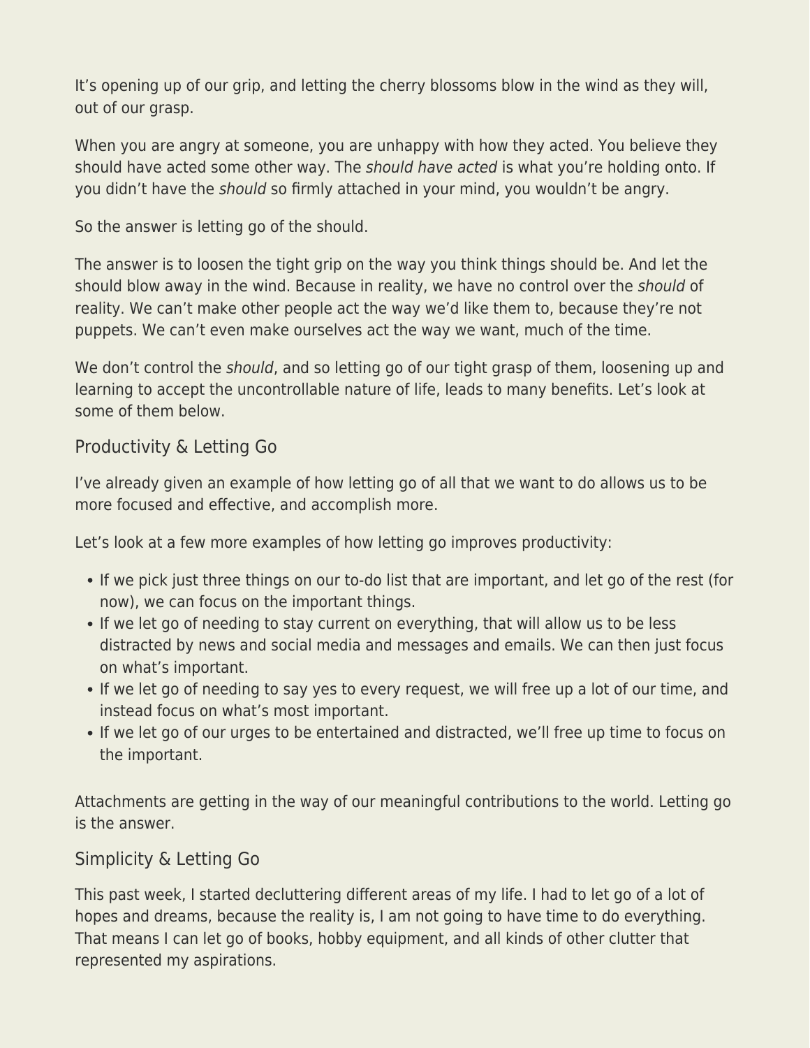It's opening up of our grip, and letting the cherry blossoms blow in the wind as they will, out of our grasp.

When you are angry at someone, you are unhappy with how they acted. You believe they should have acted some other way. The *should have acted* is what you're holding onto. If you didn't have the *should* so firmly attached in your mind, you wouldn't be angry.

So the answer is letting go of the should.

The answer is to loosen the tight grip on the way you think things should be. And let the should blow away in the wind. Because in reality, we have no control over the *should* of reality. We can't make other people act the way we'd like them to, because they're not puppets. We can't even make ourselves act the way we want, much of the time.

We don't control the *should*, and so letting go of our tight grasp of them, loosening up and learning to accept the uncontrollable nature of life, leads to many benefits. Let's look at some of them below.

## Productivity & Letting Go

I've already given an example of how letting go of all that we want to do allows us to be more focused and effective, and accomplish more.

Let's look at a few more examples of how letting go improves productivity:

- If we pick just three things on our to-do list that are important, and let go of the rest (for now), we can focus on the important things.
- If we let go of needing to stay current on everything, that will allow us to be less distracted by news and social media and messages and emails. We can then just focus on what's important.
- If we let go of needing to say yes to every request, we will free up a lot of our time, and instead focus on what's most important.
- If we let go of our urges to be entertained and distracted, we'll free up time to focus on the important.

Attachments are getting in the way of our meaningful contributions to the world. Letting go is the answer.

## Simplicity & Letting Go

This past week, I started decluttering different areas of my life. I had to let go of a lot of hopes and dreams, because the reality is, I am not going to have time to do everything. That means I can let go of books, hobby equipment, and all kinds of other clutter that represented my aspirations.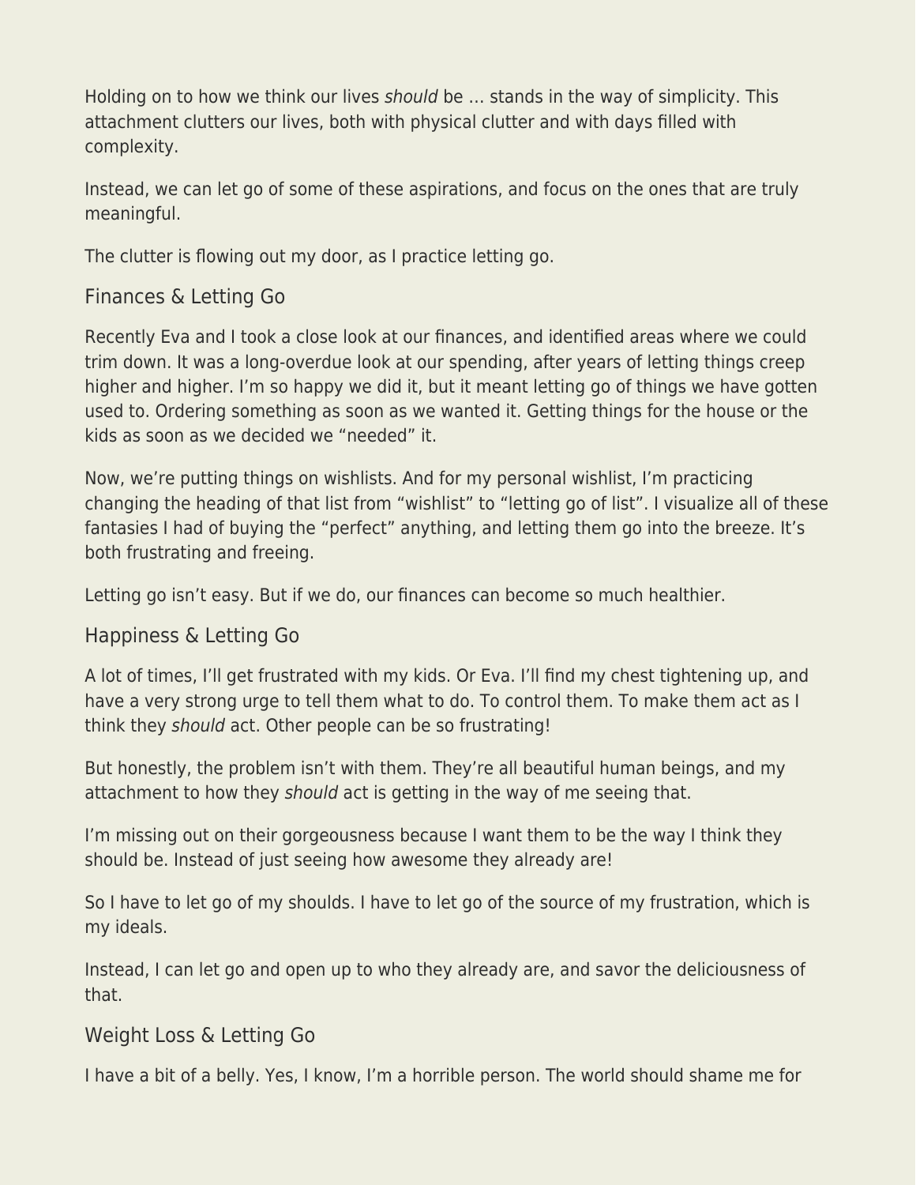Holding on to how we think our lives *should* be … stands in the way of simplicity. This attachment clutters our lives, both with physical clutter and with days filled with complexity.

Instead, we can let go of some of these aspirations, and focus on the ones that are truly meaningful.

The clutter is flowing out my door, as I practice letting go.

## Finances & Letting Go

Recently Eva and I took a close look at our finances, and identified areas where we could trim down. It was a long-overdue look at our spending, after years of letting things creep higher and higher. I'm so happy we did it, but it meant letting go of things we have gotten used to. Ordering something as soon as we wanted it. Getting things for the house or the kids as soon as we decided we "needed" it.

Now, we're putting things on wishlists. And for my personal wishlist, I'm practicing changing the heading of that list from "wishlist" to "letting go of list". I visualize all of these fantasies I had of buying the "perfect" anything, and letting them go into the breeze. It's both frustrating and freeing.

Letting go isn't easy. But if we do, our finances can become so much healthier.

## Happiness & Letting Go

A lot of times, I'll get frustrated with my kids. Or Eva. I'll find my chest tightening up, and have a very strong urge to tell them what to do. To control them. To make them act as I think they *should* act. Other people can be so frustrating!

But honestly, the problem isn't with them. They're all beautiful human beings, and my attachment to how they *should* act is getting in the way of me seeing that.

I'm missing out on their gorgeousness because I want them to be the way I think they should be. Instead of just seeing how awesome they already are!

So I have to let go of my shoulds. I have to let go of the source of my frustration, which is my ideals.

Instead, I can let go and open up to who they already are, and savor the deliciousness of that.

## Weight Loss & Letting Go

I have a bit of a belly. Yes, I know, I'm a horrible person. The world should shame me for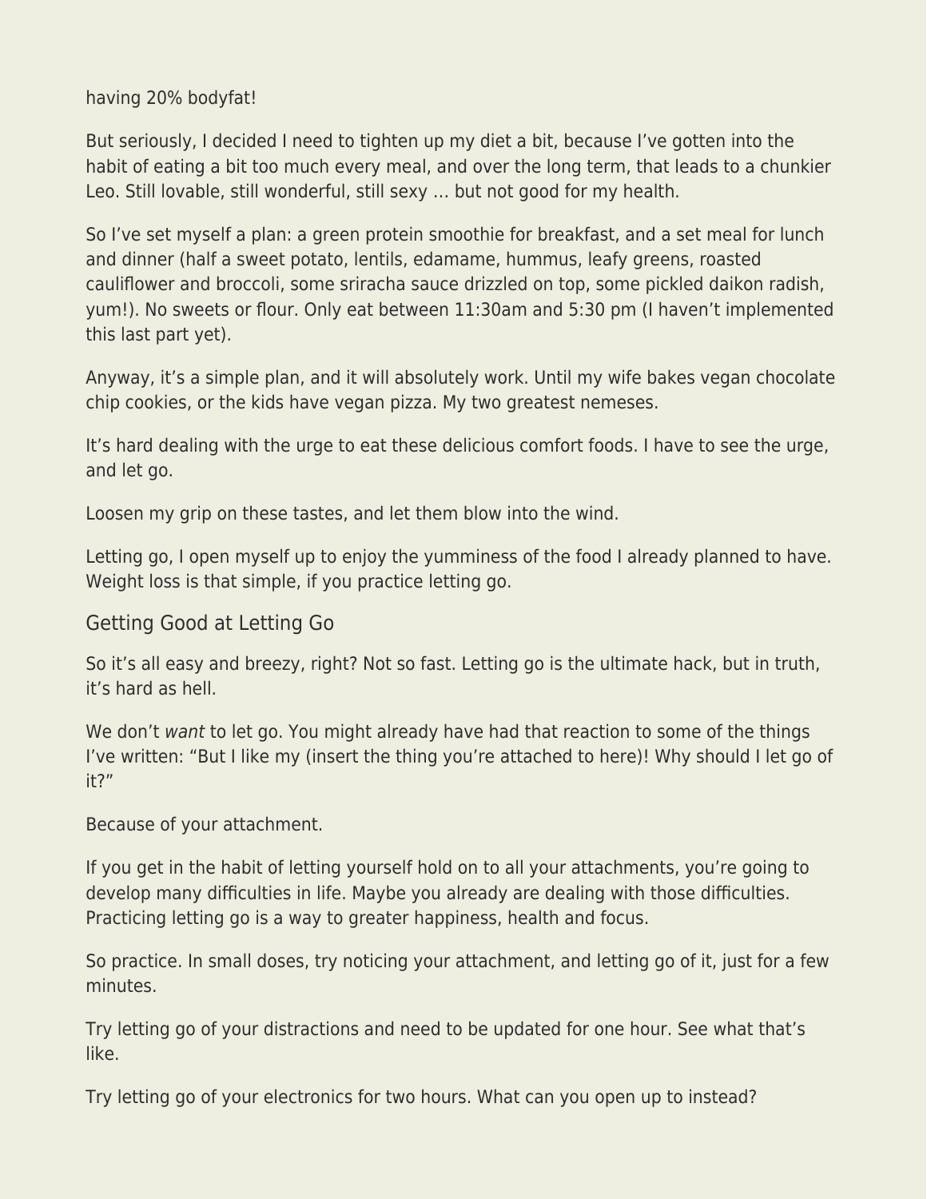having 20% bodyfat!

But seriously, I decided I need to tighten up my diet a bit, because I've gotten into the habit of eating a bit too much every meal, and over the long term, that leads to a chunkier Leo. Still lovable, still wonderful, still sexy … but not good for my health.

So I've set myself a plan: a green protein smoothie for breakfast, and a set meal for lunch and dinner (half a sweet potato, lentils, edamame, hummus, leafy greens, roasted cauliflower and broccoli, some sriracha sauce drizzled on top, some pickled daikon radish, yum!). No sweets or flour. Only eat between 11:30am and 5:30 pm (I haven't implemented this last part yet).

Anyway, it's a simple plan, and it will absolutely work. Until my wife bakes vegan chocolate chip cookies, or the kids have vegan pizza. My two greatest nemeses.

It's hard dealing with the urge to eat these delicious comfort foods. I have to see the urge, and let go.

Loosen my grip on these tastes, and let them blow into the wind.

Letting go, I open myself up to enjoy the yumminess of the food I already planned to have. Weight loss is that simple, if you practice letting go.

## Getting Good at Letting Go

So it's all easy and breezy, right? Not so fast. Letting go is the ultimate hack, but in truth, it's hard as hell.

We don't *want* to let go. You might already have had that reaction to some of the things I've written: "But I like my (insert the thing you're attached to here)! Why should I let go of it?"

Because of your attachment.

If you get in the habit of letting yourself hold on to all your attachments, you're going to develop many difficulties in life. Maybe you already are dealing with those difficulties. Practicing letting go is a way to greater happiness, health and focus.

So practice. In small doses, try noticing your attachment, and letting go of it, just for a few minutes.

Try letting go of your distractions and need to be updated for one hour. See what that's like.

Try letting go of your electronics for two hours. What can you open up to instead?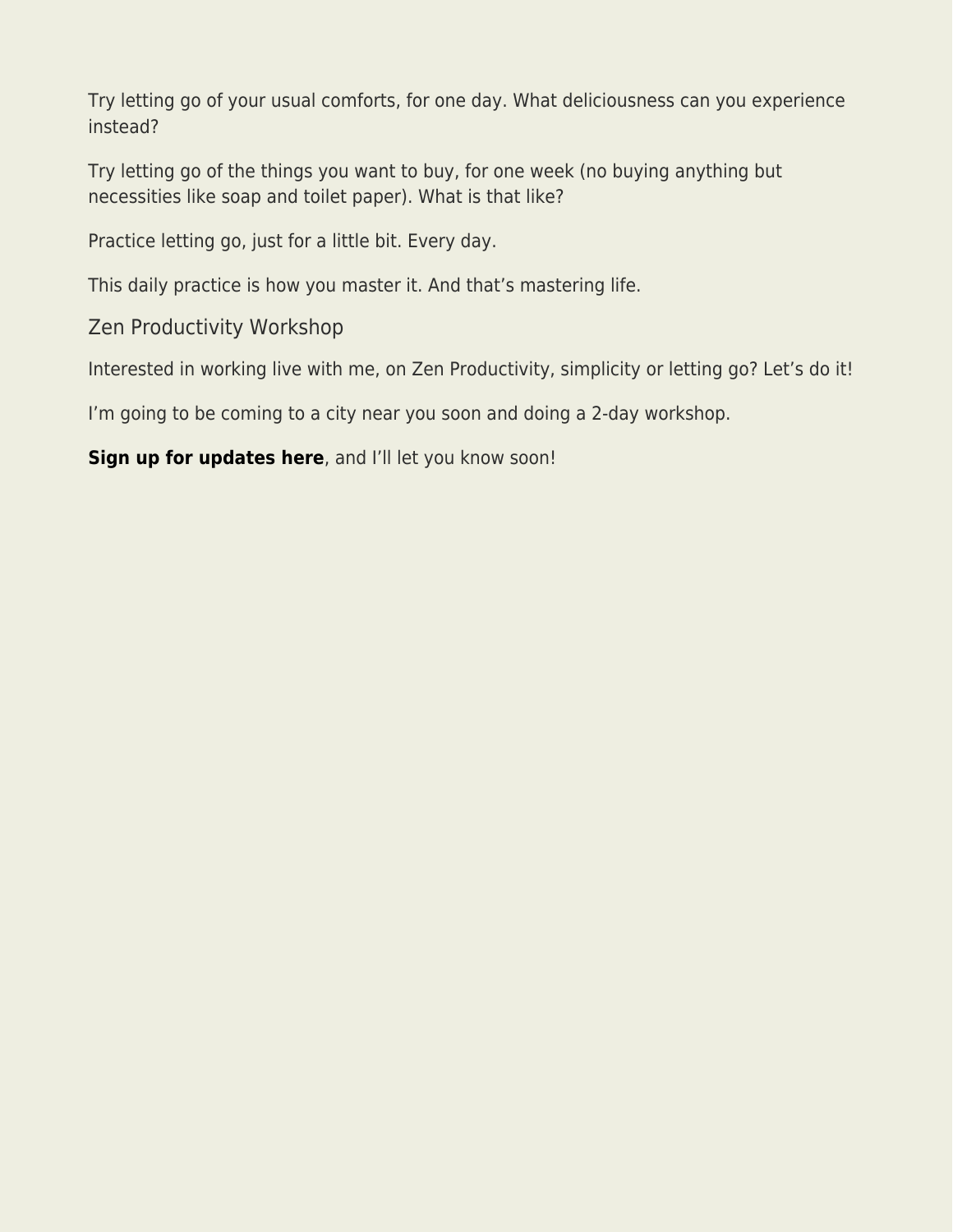Try letting go of your usual comforts, for one day. What deliciousness can you experience instead?

Try letting go of the things you want to buy, for one week (no buying anything but necessities like soap and toilet paper). What is that like?

Practice letting go, just for a little bit. Every day.

This daily practice is how you master it. And that's mastering life.

## Zen Productivity Workshop

Interested in working live with me, on Zen Productivity, simplicity or letting go? Let's do it!

I'm going to be coming to a city near you soon and doing a 2-day workshop.

**Sign up for updates here**, and I'll let you know soon!